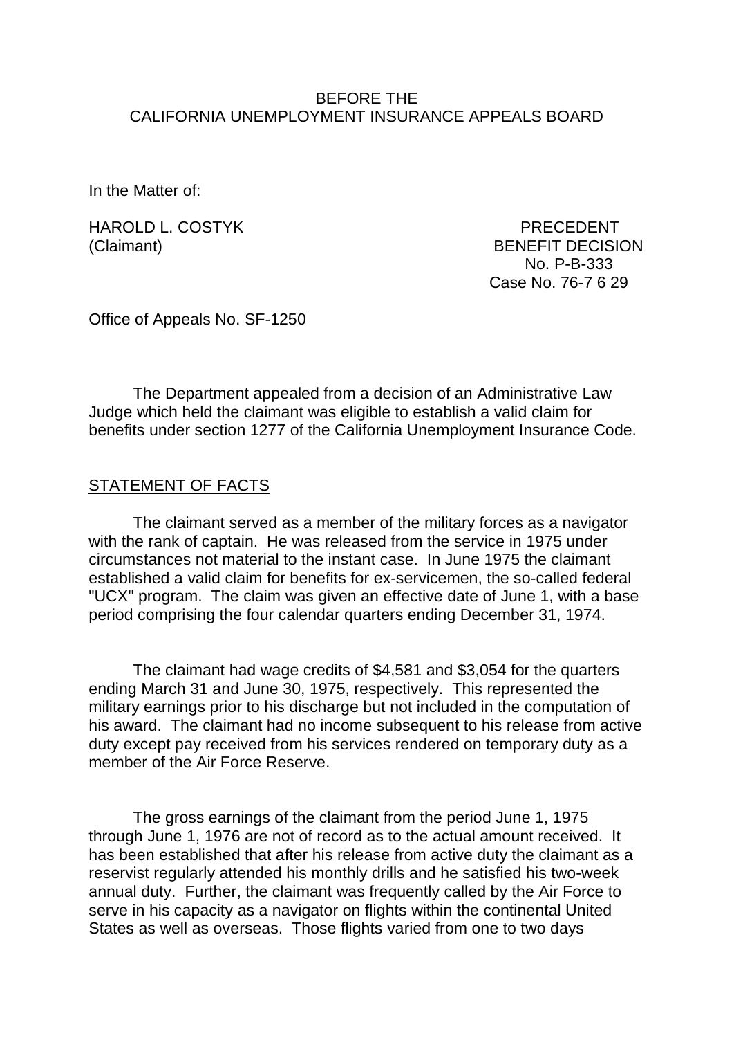BEFORE THE
CALIFORNIA UNEMPLOYMENT INSURANCE APPEALS BOARD

In the Matter of:

HAROLD L. COSTYK
(Claimant)

PRECEDENT
BENEFIT DECISION
No. P-B-333
Case No. 76-7 6 29

Office of Appeals No. SF-1250

The Department appealed from a decision of an Administrative Law Judge which held the claimant was eligible to establish a valid claim for benefits under section 1277 of the California Unemployment Insurance Code.

## STATEMENT OF FACTS

The claimant served as a member of the military forces as a navigator with the rank of captain. He was released from the service in 1975 under circumstances not material to the instant case. In June 1975 the claimant established a valid claim for benefits for ex-servicemen, the so-called federal "UCX" program. The claim was given an effective date of June 1, with a base period comprising the four calendar quarters ending December 31, 1974.

The claimant had wage credits of $4,581 and $3,054 for the quarters ending March 31 and June 30, 1975, respectively. This represented the military earnings prior to his discharge but not included in the computation of his award. The claimant had no income subsequent to his release from active duty except pay received from his services rendered on temporary duty as a member of the Air Force Reserve.

The gross earnings of the claimant from the period June 1, 1975 through June 1, 1976 are not of record as to the actual amount received. It has been established that after his release from active duty the claimant as a reservist regularly attended his monthly drills and he satisfied his two-week annual duty. Further, the claimant was frequently called by the Air Force to serve in his capacity as a navigator on flights within the continental United States as well as overseas. Those flights varied from one to two days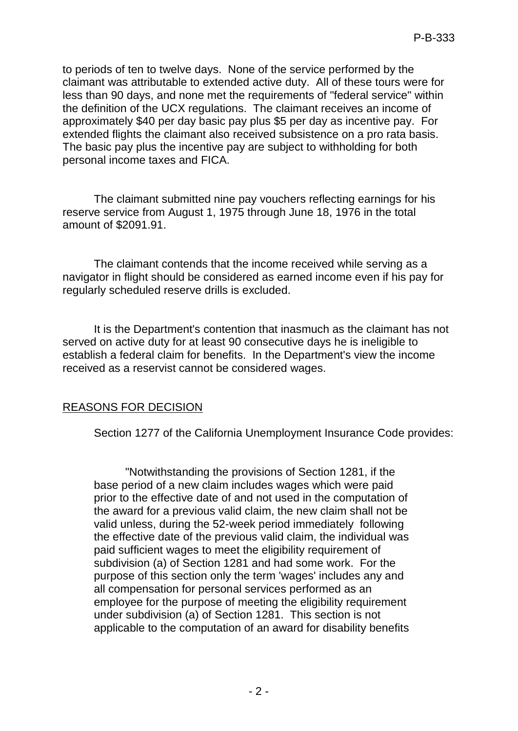to periods of ten to twelve days. None of the service performed by the claimant was attributable to extended active duty. All of these tours were for less than 90 days, and none met the requirements of "federal service" within the definition of the UCX regulations. The claimant receives an income of approximately $40 per day basic pay plus $5 per day as incentive pay. For extended flights the claimant also received subsistence on a pro rata basis. The basic pay plus the incentive pay are subject to withholding for both personal income taxes and FICA.

The claimant submitted nine pay vouchers reflecting earnings for his reserve service from August 1, 1975 through June 18, 1976 in the total amount of $2091.91.

The claimant contends that the income received while serving as a navigator in flight should be considered as earned income even if his pay for regularly scheduled reserve drills is excluded.

It is the Department's contention that inasmuch as the claimant has not served on active duty for at least 90 consecutive days he is ineligible to establish a federal claim for benefits. In the Department's view the income received as a reservist cannot be considered wages.

REASONS FOR DECISION

Section 1277 of the California Unemployment Insurance Code provides:

> "Notwithstanding the provisions of Section 1281, if the base period of a new claim includes wages which were paid prior to the effective date of and not used in the computation of the award for a previous valid claim, the new claim shall not be valid unless, during the 52-week period immediately following the effective date of the previous valid claim, the individual was paid sufficient wages to meet the eligibility requirement of subdivision (a) of Section 1281 and had some work. For the purpose of this section only the term 'wages' includes any and all compensation for personal services performed as an employee for the purpose of meeting the eligibility requirement under subdivision (a) of Section 1281. This section is not applicable to the computation of an award for disability benefits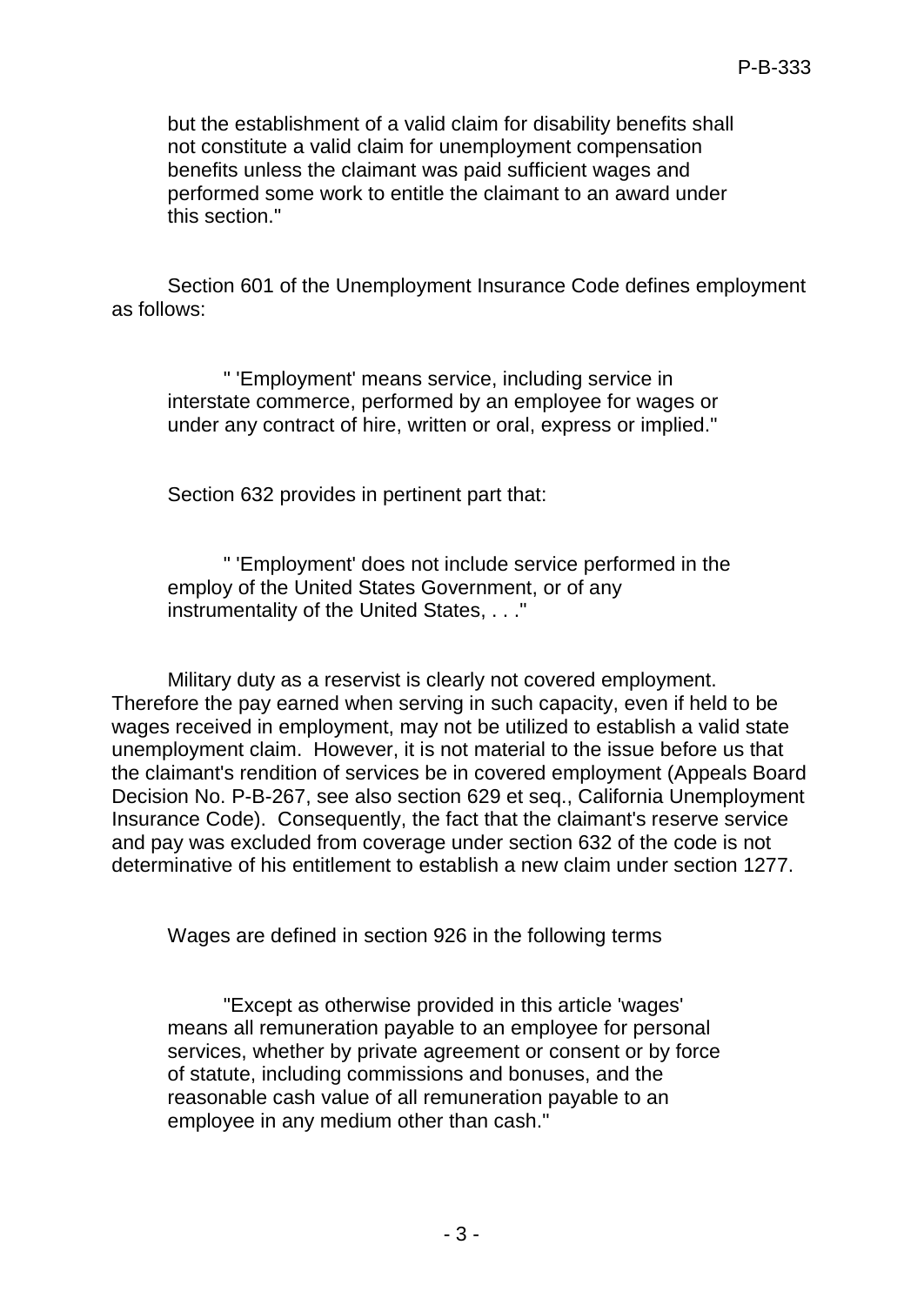> but the establishment of a valid claim for disability benefits shall not constitute a valid claim for unemployment compensation benefits unless the claimant was paid sufficient wages and performed some work to entitle the claimant to an award under this section."

Section 601 of the Unemployment Insurance Code defines employment as follows:

> " 'Employment' means service, including service in interstate commerce, performed by an employee for wages or under any contract of hire, written or oral, express or implied."

Section 632 provides in pertinent part that:

> " 'Employment' does not include service performed in the employ of the United States Government, or of any instrumentality of the United States, . . ."

Military duty as a reservist is clearly not covered employment. Therefore the pay earned when serving in such capacity, even if held to be wages received in employment, may not be utilized to establish a valid state unemployment claim. However, it is not material to the issue before us that the claimant's rendition of services be in covered employment (Appeals Board Decision No. P-B-267, see also section 629 et seq., California Unemployment Insurance Code). Consequently, the fact that the claimant's reserve service and pay was excluded from coverage under section 632 of the code is not determinative of his entitlement to establish a new claim under section 1277.

Wages are defined in section 926 in the following terms

> "Except as otherwise provided in this article 'wages' means all remuneration payable to an employee for personal services, whether by private agreement or consent or by force of statute, including commissions and bonuses, and the reasonable cash value of all remuneration payable to an employee in any medium other than cash."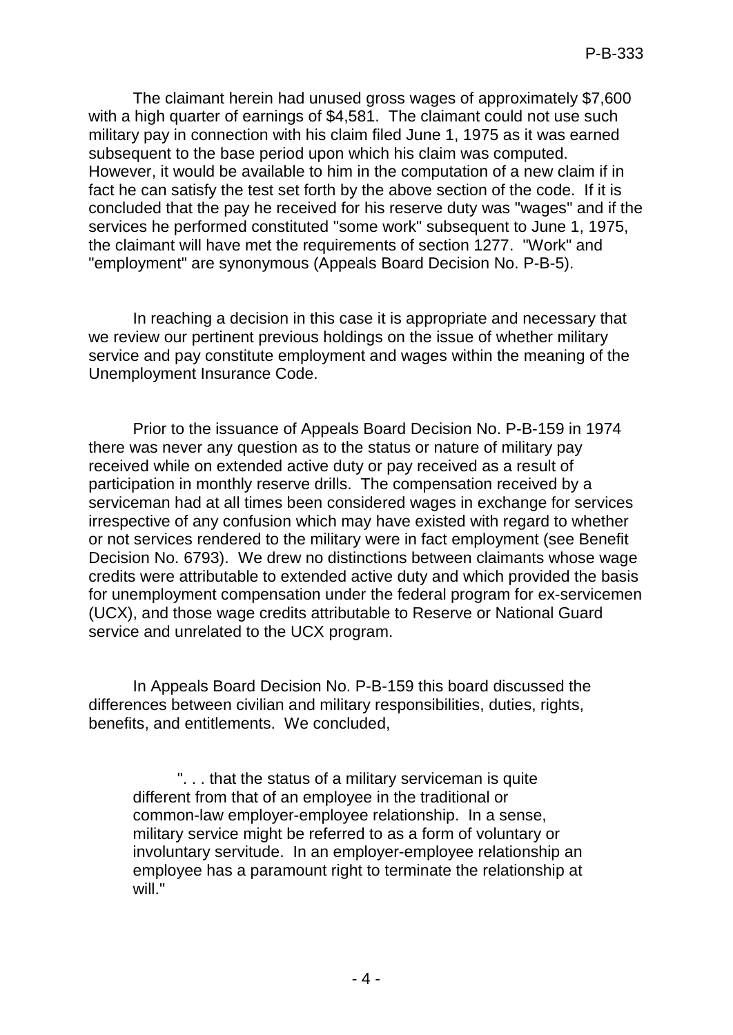The claimant herein had unused gross wages of approximately $7,600 with a high quarter of earnings of $4,581. The claimant could not use such military pay in connection with his claim filed June 1, 1975 as it was earned subsequent to the base period upon which his claim was computed. However, it would be available to him in the computation of a new claim if in fact he can satisfy the test set forth by the above section of the code. If it is concluded that the pay he received for his reserve duty was "wages" and if the services he performed constituted "some work" subsequent to June 1, 1975, the claimant will have met the requirements of section 1277. "Work" and "employment" are synonymous (Appeals Board Decision No. P-B-5).

In reaching a decision in this case it is appropriate and necessary that we review our pertinent previous holdings on the issue of whether military service and pay constitute employment and wages within the meaning of the Unemployment Insurance Code.

Prior to the issuance of Appeals Board Decision No. P-B-159 in 1974 there was never any question as to the status or nature of military pay received while on extended active duty or pay received as a result of participation in monthly reserve drills. The compensation received by a serviceman had at all times been considered wages in exchange for services irrespective of any confusion which may have existed with regard to whether or not services rendered to the military were in fact employment (see Benefit Decision No. 6793). We drew no distinctions between claimants whose wage credits were attributable to extended active duty and which provided the basis for unemployment compensation under the federal program for ex-servicemen (UCX), and those wage credits attributable to Reserve or National Guard service and unrelated to the UCX program.

In Appeals Board Decision No. P-B-159 this board discussed the differences between civilian and military responsibilities, duties, rights, benefits, and entitlements. We concluded,

> ". . . that the status of a military serviceman is quite different from that of an employee in the traditional or common-law employer-employee relationship. In a sense, military service might be referred to as a form of voluntary or involuntary servitude. In an employer-employee relationship an employee has a paramount right to terminate the relationship at will."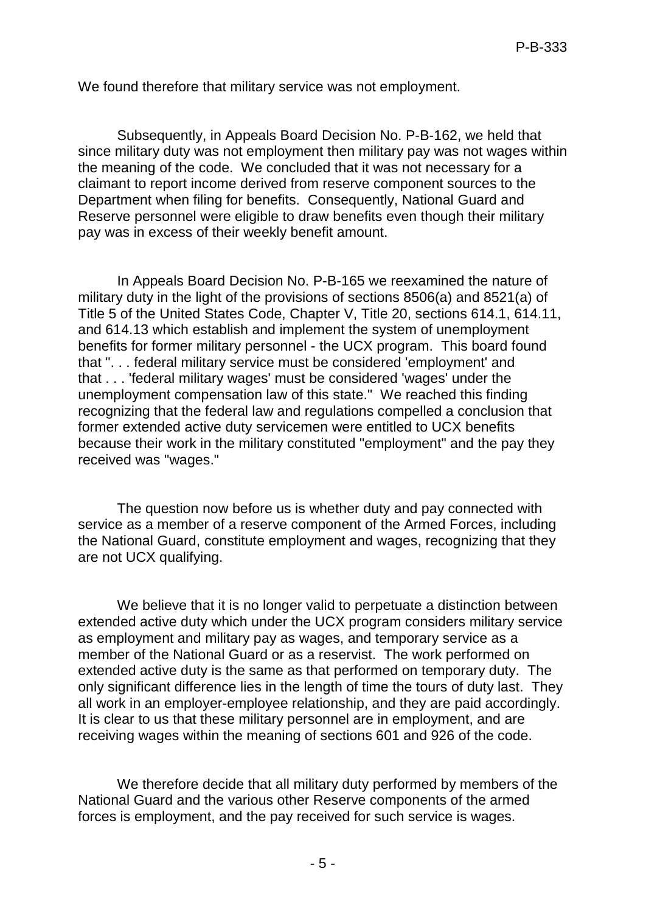We found therefore that military service was not employment.

Subsequently, in Appeals Board Decision No. P-B-162, we held that since military duty was not employment then military pay was not wages within the meaning of the code. We concluded that it was not necessary for a claimant to report income derived from reserve component sources to the Department when filing for benefits. Consequently, National Guard and Reserve personnel were eligible to draw benefits even though their military pay was in excess of their weekly benefit amount.

In Appeals Board Decision No. P-B-165 we reexamined the nature of military duty in the light of the provisions of sections 8506(a) and 8521(a) of Title 5 of the United States Code, Chapter V, Title 20, sections 614.1, 614.11, and 614.13 which establish and implement the system of unemployment benefits for former military personnel - the UCX program. This board found that ". . . federal military service must be considered 'employment' and that . . . 'federal military wages' must be considered 'wages' under the unemployment compensation law of this state." We reached this finding recognizing that the federal law and regulations compelled a conclusion that former extended active duty servicemen were entitled to UCX benefits because their work in the military constituted "employment" and the pay they received was "wages."

The question now before us is whether duty and pay connected with service as a member of a reserve component of the Armed Forces, including the National Guard, constitute employment and wages, recognizing that they are not UCX qualifying.

We believe that it is no longer valid to perpetuate a distinction between extended active duty which under the UCX program considers military service as employment and military pay as wages, and temporary service as a member of the National Guard or as a reservist. The work performed on extended active duty is the same as that performed on temporary duty. The only significant difference lies in the length of time the tours of duty last. They all work in an employer-employee relationship, and they are paid accordingly. It is clear to us that these military personnel are in employment, and are receiving wages within the meaning of sections 601 and 926 of the code.

We therefore decide that all military duty performed by members of the National Guard and the various other Reserve components of the armed forces is employment, and the pay received for such service is wages.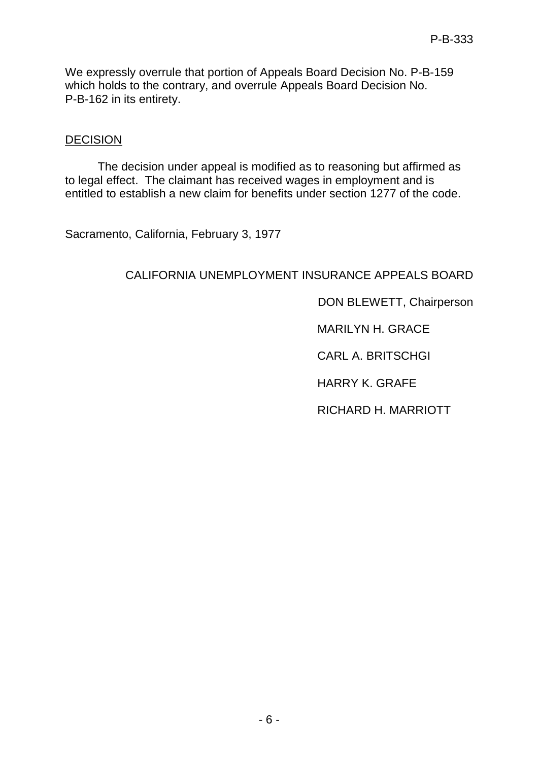We expressly overrule that portion of Appeals Board Decision No. P-B-159 which holds to the contrary, and overrule Appeals Board Decision No. P-B-162 in its entirety.

DECISION

The decision under appeal is modified as to reasoning but affirmed as to legal effect. The claimant has received wages in employment and is entitled to establish a new claim for benefits under section 1277 of the code.

Sacramento, California, February 3, 1977

CALIFORNIA UNEMPLOYMENT INSURANCE APPEALS BOARD

DON BLEWETT, Chairperson

MARILYN H. GRACE

CARL A. BRITSCHGI

HARRY K. GRAFE

RICHARD H. MARRIOTT